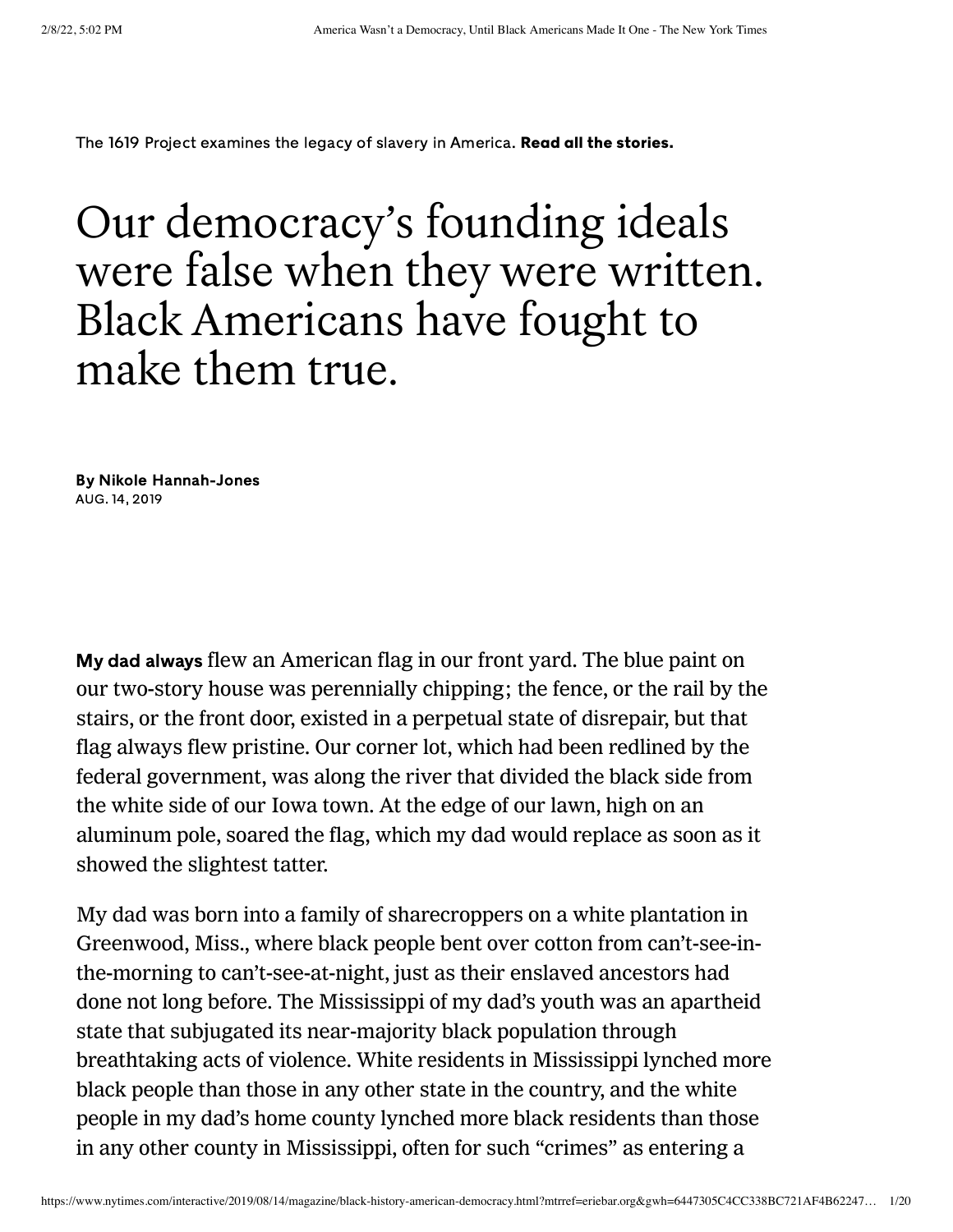The 1619 Project examines the legacy of slavery in America. **Read all the stories.**

# Our democracy's founding ideals were false when they were written. Black Americans have fought to make them true.

**By Nikole Hannah-Jones**
AUG. 14, 2019

**My dad always** flew an American flag in our front yard. The blue paint on our two-story house was perennially chipping; the fence, or the rail by the stairs, or the front door, existed in a perpetual state of disrepair, but that flag always flew pristine. Our corner lot, which had been redlined by the federal government, was along the river that divided the black side from the white side of our Iowa town. At the edge of our lawn, high on an aluminum pole, soared the flag, which my dad would replace as soon as it showed the slightest tatter.

My dad was born into a family of sharecroppers on a white plantation in Greenwood, Miss., where black people bent over cotton from can't-see-in-the-morning to can't-see-at-night, just as their enslaved ancestors had done not long before. The Mississippi of my dad's youth was an apartheid state that subjugated its near-majority black population through breathtaking acts of violence. White residents in Mississippi lynched more black people than those in any other state in the country, and the white people in my dad's home county lynched more black residents than those in any other county in Mississippi, often for such "crimes" as entering a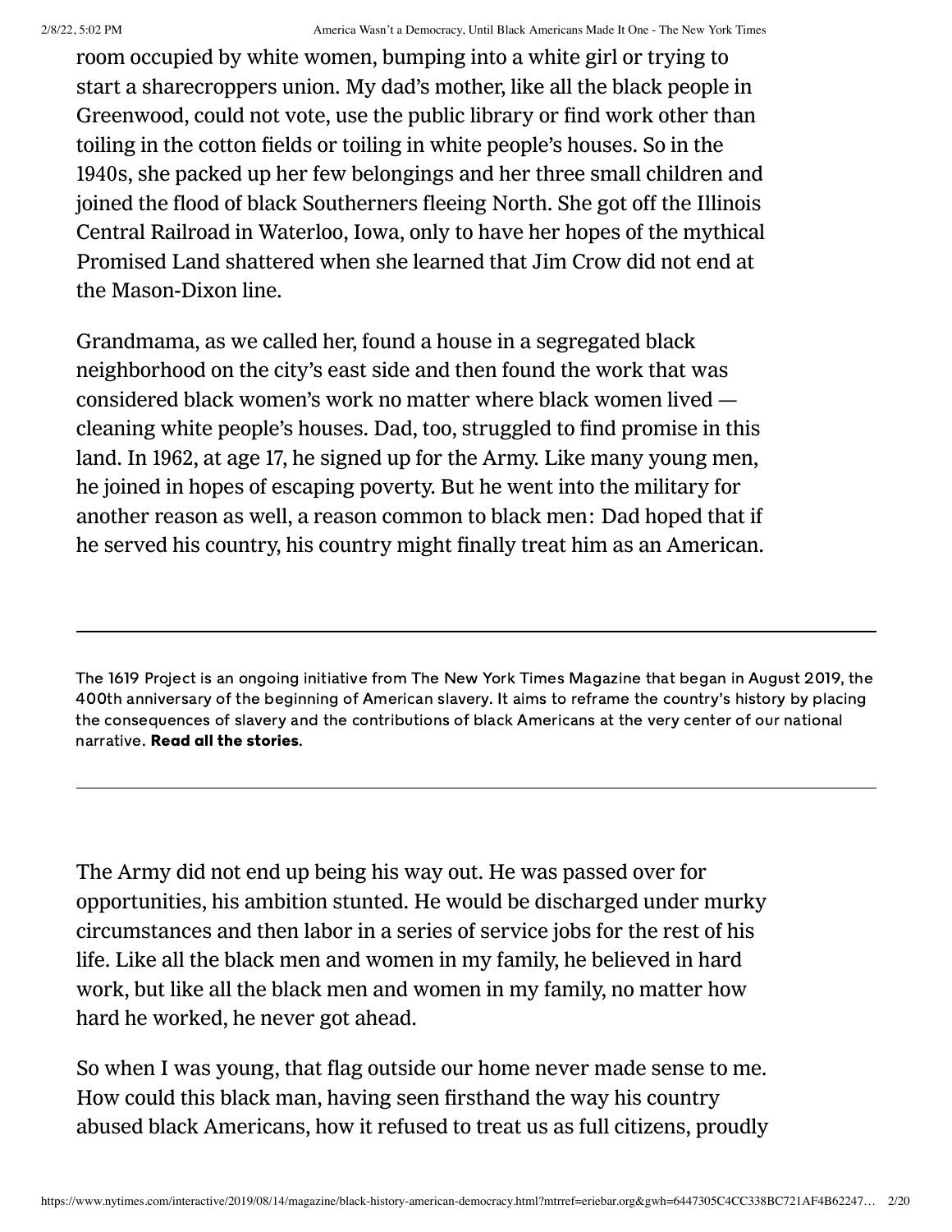room occupied by white women, bumping into a white girl or trying to start a sharecroppers union. My dad's mother, like all the black people in Greenwood, could not vote, use the public library or find work other than toiling in the cotton fields or toiling in white people's houses. So in the 1940s, she packed up her few belongings and her three small children and joined the flood of black Southerners fleeing North. She got off the Illinois Central Railroad in Waterloo, Iowa, only to have her hopes of the mythical Promised Land shattered when she learned that Jim Crow did not end at the Mason-Dixon line.

Grandmama, as we called her, found a house in a segregated black neighborhood on the city's east side and then found the work that was considered black women's work no matter where black women lived — cleaning white people's houses. Dad, too, struggled to find promise in this land. In 1962, at age 17, he signed up for the Army. Like many young men, he joined in hopes of escaping poverty. But he went into the military for another reason as well, a reason common to black men: Dad hoped that if he served his country, his country might finally treat him as an American.

---

The 1619 Project is an ongoing initiative from The New York Times Magazine that began in August 2019, the 400th anniversary of the beginning of American slavery. It aims to reframe the country's history by placing the consequences of slavery and the contributions of black Americans at the very center of our national narrative. **Read all the stories.**

---

The Army did not end up being his way out. He was passed over for opportunities, his ambition stunted. He would be discharged under murky circumstances and then labor in a series of service jobs for the rest of his life. Like all the black men and women in my family, he believed in hard work, but like all the black men and women in my family, no matter how hard he worked, he never got ahead.

So when I was young, that flag outside our home never made sense to me. How could this black man, having seen firsthand the way his country abused black Americans, how it refused to treat us as full citizens, proudly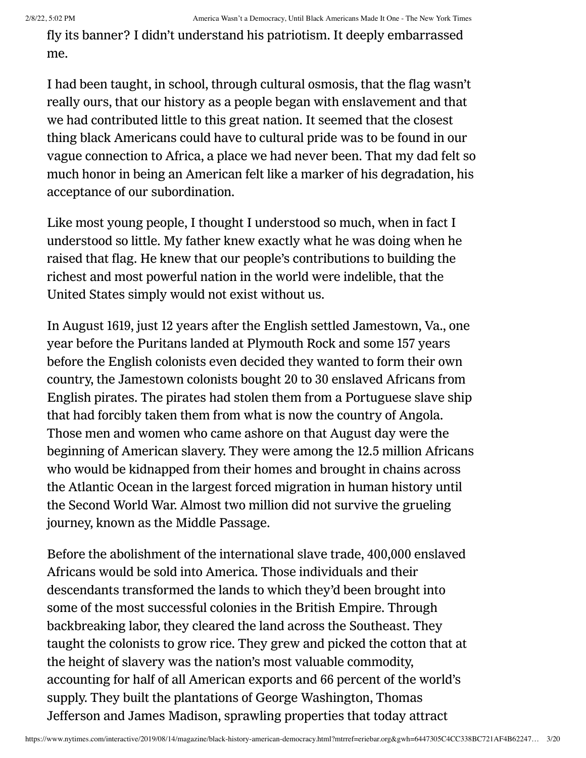fly its banner? I didn't understand his patriotism. It deeply embarrassed me.

I had been taught, in school, through cultural osmosis, that the flag wasn't really ours, that our history as a people began with enslavement and that we had contributed little to this great nation. It seemed that the closest thing black Americans could have to cultural pride was to be found in our vague connection to Africa, a place we had never been. That my dad felt so much honor in being an American felt like a marker of his degradation, his acceptance of our subordination.

Like most young people, I thought I understood so much, when in fact I understood so little. My father knew exactly what he was doing when he raised that flag. He knew that our people's contributions to building the richest and most powerful nation in the world were indelible, that the United States simply would not exist without us.

In August 1619, just 12 years after the English settled Jamestown, Va., one year before the Puritans landed at Plymouth Rock and some 157 years before the English colonists even decided they wanted to form their own country, the Jamestown colonists bought 20 to 30 enslaved Africans from English pirates. The pirates had stolen them from a Portuguese slave ship that had forcibly taken them from what is now the country of Angola. Those men and women who came ashore on that August day were the beginning of American slavery. They were among the 12.5 million Africans who would be kidnapped from their homes and brought in chains across the Atlantic Ocean in the largest forced migration in human history until the Second World War. Almost two million did not survive the grueling journey, known as the Middle Passage.

Before the abolishment of the international slave trade, 400,000 enslaved Africans would be sold into America. Those individuals and their descendants transformed the lands to which they'd been brought into some of the most successful colonies in the British Empire. Through backbreaking labor, they cleared the land across the Southeast. They taught the colonists to grow rice. They grew and picked the cotton that at the height of slavery was the nation's most valuable commodity, accounting for half of all American exports and 66 percent of the world's supply. They built the plantations of George Washington, Thomas Jefferson and James Madison, sprawling properties that today attract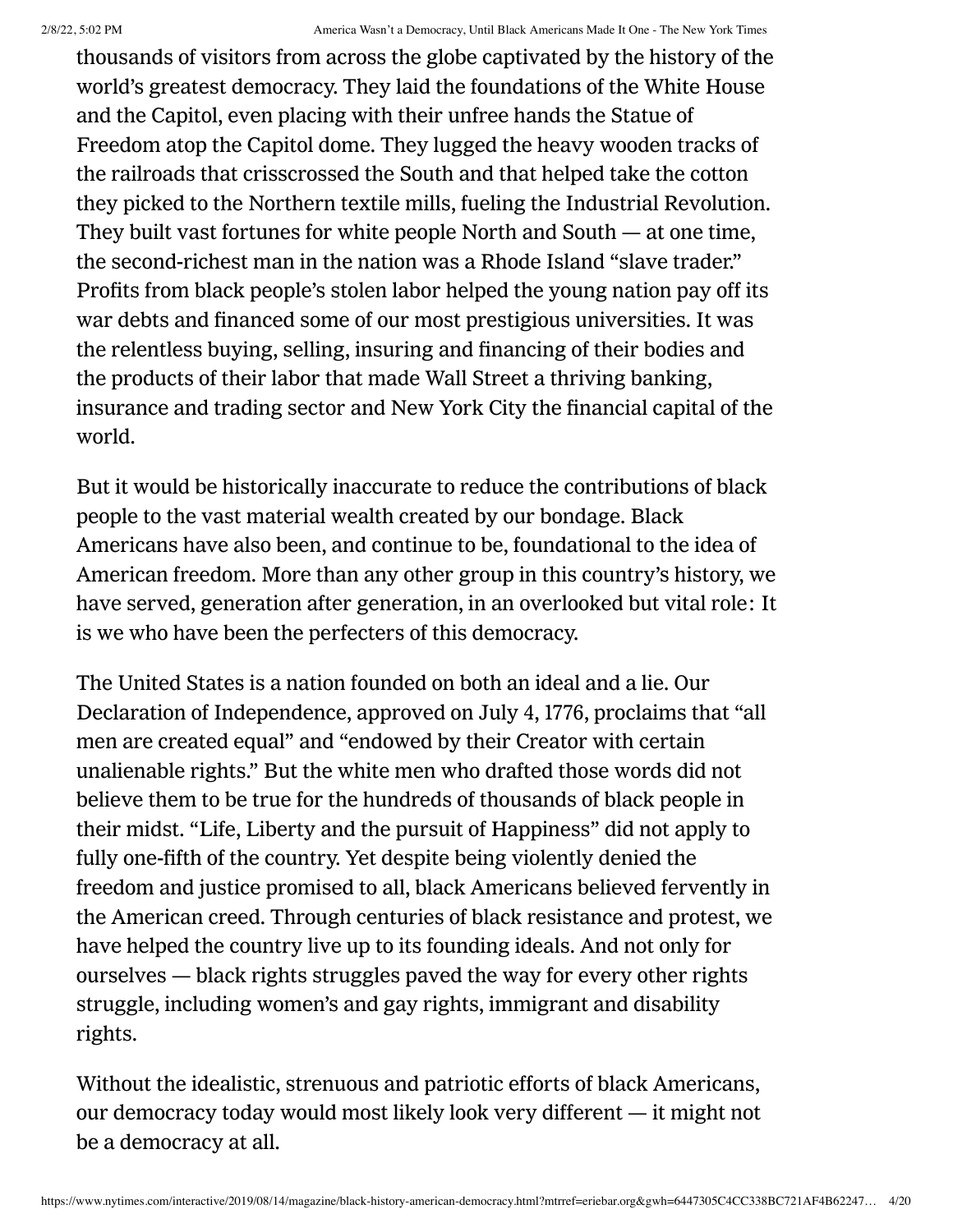thousands of visitors from across the globe captivated by the history of the world's greatest democracy. They laid the foundations of the White House and the Capitol, even placing with their unfree hands the Statue of Freedom atop the Capitol dome. They lugged the heavy wooden tracks of the railroads that crisscrossed the South and that helped take the cotton they picked to the Northern textile mills, fueling the Industrial Revolution. They built vast fortunes for white people North and South — at one time, the second-richest man in the nation was a Rhode Island "slave trader." Profits from black people's stolen labor helped the young nation pay off its war debts and financed some of our most prestigious universities. It was the relentless buying, selling, insuring and financing of their bodies and the products of their labor that made Wall Street a thriving banking, insurance and trading sector and New York City the financial capital of the world.

But it would be historically inaccurate to reduce the contributions of black people to the vast material wealth created by our bondage. Black Americans have also been, and continue to be, foundational to the idea of American freedom. More than any other group in this country's history, we have served, generation after generation, in an overlooked but vital role: It is we who have been the perfecters of this democracy.

The United States is a nation founded on both an ideal and a lie. Our Declaration of Independence, approved on July 4, 1776, proclaims that "all men are created equal" and "endowed by their Creator with certain unalienable rights." But the white men who drafted those words did not believe them to be true for the hundreds of thousands of black people in their midst. "Life, Liberty and the pursuit of Happiness" did not apply to fully one-fifth of the country. Yet despite being violently denied the freedom and justice promised to all, black Americans believed fervently in the American creed. Through centuries of black resistance and protest, we have helped the country live up to its founding ideals. And not only for ourselves — black rights struggles paved the way for every other rights struggle, including women's and gay rights, immigrant and disability rights.

Without the idealistic, strenuous and patriotic efforts of black Americans, our democracy today would most likely look very different — it might not be a democracy at all.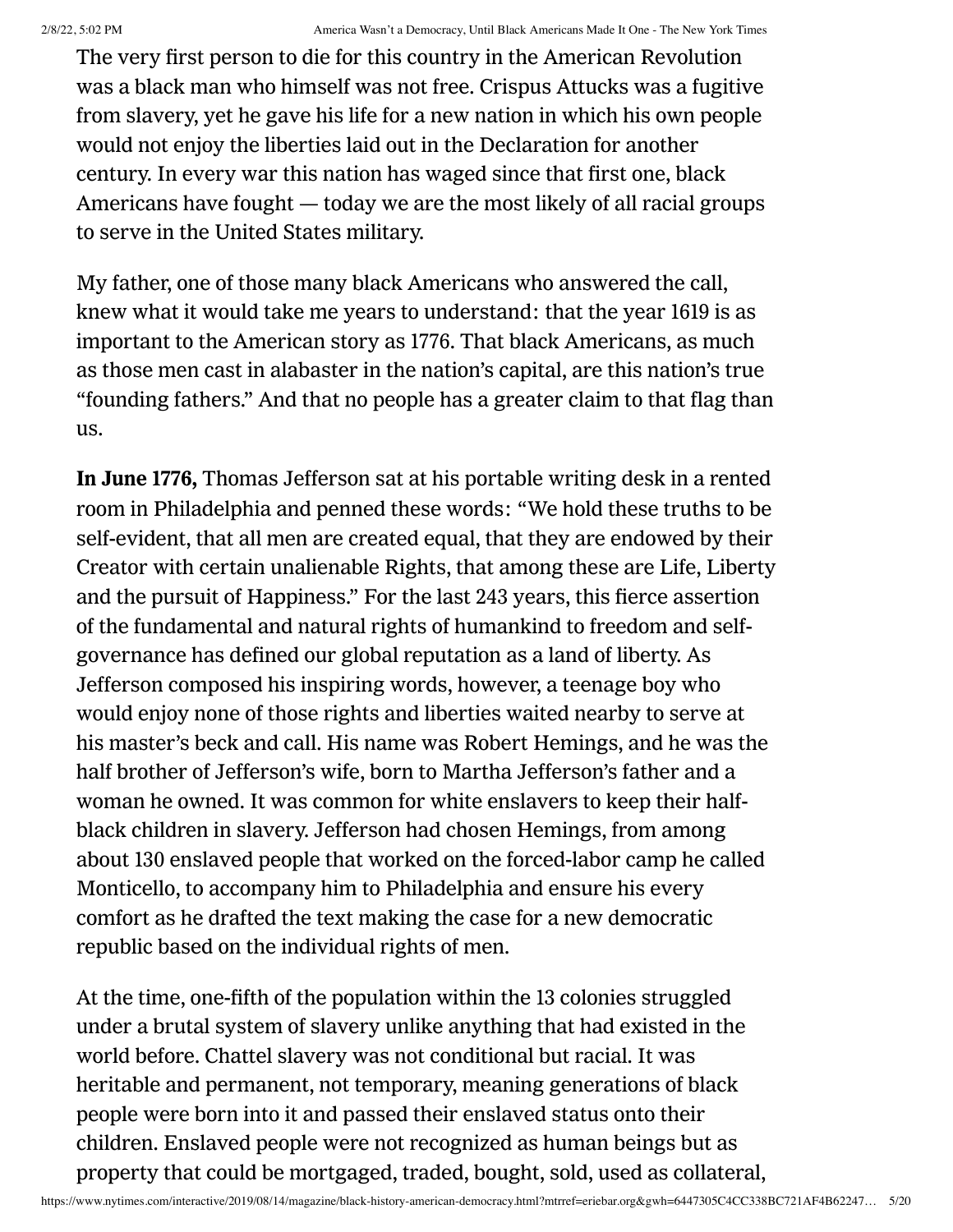The very first person to die for this country in the American Revolution was a black man who himself was not free. Crispus Attucks was a fugitive from slavery, yet he gave his life for a new nation in which his own people would not enjoy the liberties laid out in the Declaration for another century. In every war this nation has waged since that first one, black Americans have fought — today we are the most likely of all racial groups to serve in the United States military.

My father, one of those many black Americans who answered the call, knew what it would take me years to understand: that the year 1619 is as important to the American story as 1776. That black Americans, as much as those men cast in alabaster in the nation's capital, are this nation's true "founding fathers." And that no people has a greater claim to that flag than us.

**In June 1776,** Thomas Jefferson sat at his portable writing desk in a rented room in Philadelphia and penned these words: "We hold these truths to be self-evident, that all men are created equal, that they are endowed by their Creator with certain unalienable Rights, that among these are Life, Liberty and the pursuit of Happiness." For the last 243 years, this fierce assertion of the fundamental and natural rights of humankind to freedom and self-governance has defined our global reputation as a land of liberty. As Jefferson composed his inspiring words, however, a teenage boy who would enjoy none of those rights and liberties waited nearby to serve at his master's beck and call. His name was Robert Hemings, and he was the half brother of Jefferson's wife, born to Martha Jefferson's father and a woman he owned. It was common for white enslavers to keep their half-black children in slavery. Jefferson had chosen Hemings, from among about 130 enslaved people that worked on the forced-labor camp he called Monticello, to accompany him to Philadelphia and ensure his every comfort as he drafted the text making the case for a new democratic republic based on the individual rights of men.

At the time, one-fifth of the population within the 13 colonies struggled under a brutal system of slavery unlike anything that had existed in the world before. Chattel slavery was not conditional but racial. It was heritable and permanent, not temporary, meaning generations of black people were born into it and passed their enslaved status onto their children. Enslaved people were not recognized as human beings but as property that could be mortgaged, traded, bought, sold, used as collateral,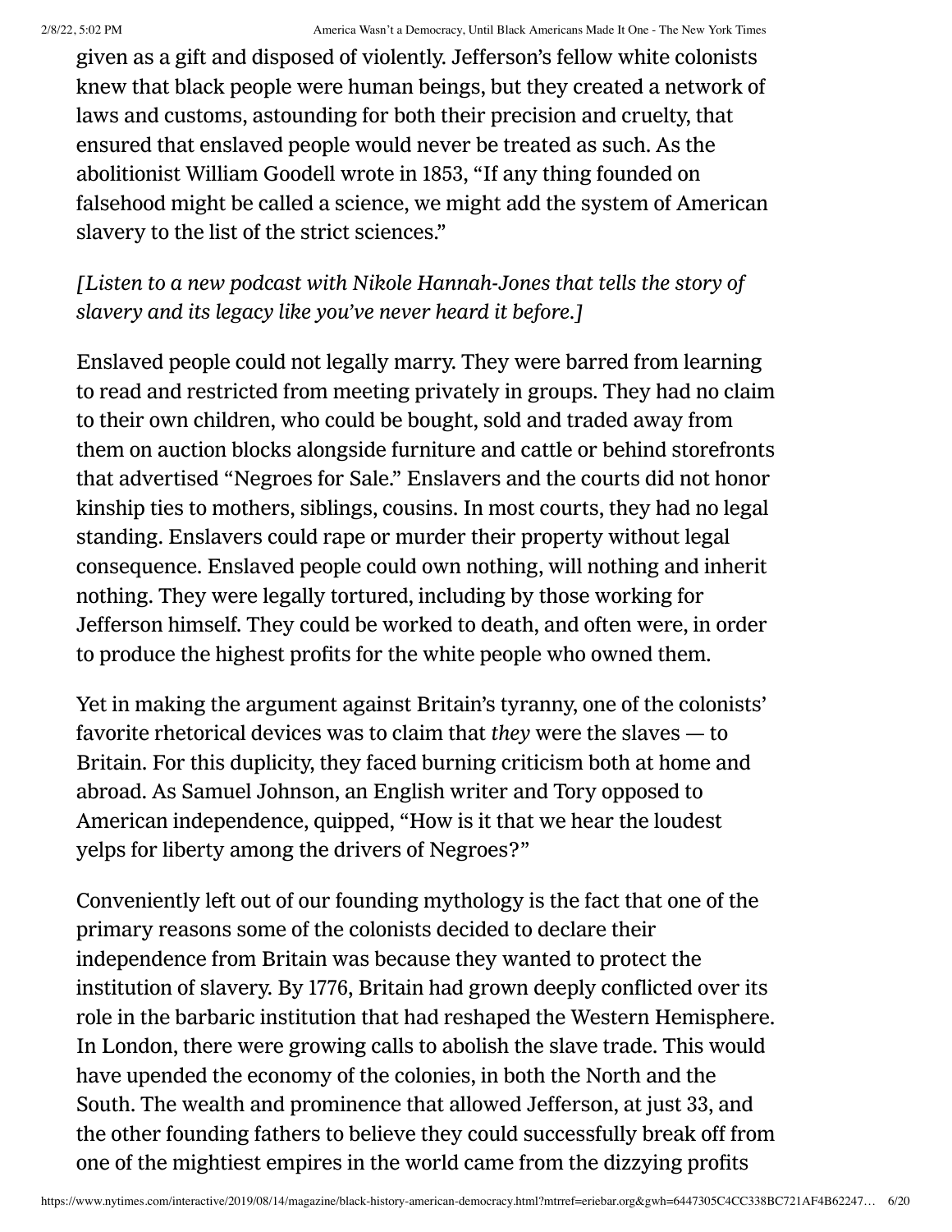given as a gift and disposed of violently. Jefferson's fellow white colonists knew that black people were human beings, but they created a network of laws and customs, astounding for both their precision and cruelty, that ensured that enslaved people would never be treated as such. As the abolitionist William Goodell wrote in 1853, "If any thing founded on falsehood might be called a science, we might add the system of American slavery to the list of the strict sciences."

*[Listen to a new podcast with Nikole Hannah-Jones that tells the story of slavery and its legacy like you've never heard it before.]*

Enslaved people could not legally marry. They were barred from learning to read and restricted from meeting privately in groups. They had no claim to their own children, who could be bought, sold and traded away from them on auction blocks alongside furniture and cattle or behind storefronts that advertised "Negroes for Sale." Enslavers and the courts did not honor kinship ties to mothers, siblings, cousins. In most courts, they had no legal standing. Enslavers could rape or murder their property without legal consequence. Enslaved people could own nothing, will nothing and inherit nothing. They were legally tortured, including by those working for Jefferson himself. They could be worked to death, and often were, in order to produce the highest profits for the white people who owned them.

Yet in making the argument against Britain's tyranny, one of the colonists' favorite rhetorical devices was to claim that *they* were the slaves — to Britain. For this duplicity, they faced burning criticism both at home and abroad. As Samuel Johnson, an English writer and Tory opposed to American independence, quipped, "How is it that we hear the loudest yelps for liberty among the drivers of Negroes?"

Conveniently left out of our founding mythology is the fact that one of the primary reasons some of the colonists decided to declare their independence from Britain was because they wanted to protect the institution of slavery. By 1776, Britain had grown deeply conflicted over its role in the barbaric institution that had reshaped the Western Hemisphere. In London, there were growing calls to abolish the slave trade. This would have upended the economy of the colonies, in both the North and the South. The wealth and prominence that allowed Jefferson, at just 33, and the other founding fathers to believe they could successfully break off from one of the mightiest empires in the world came from the dizzying profits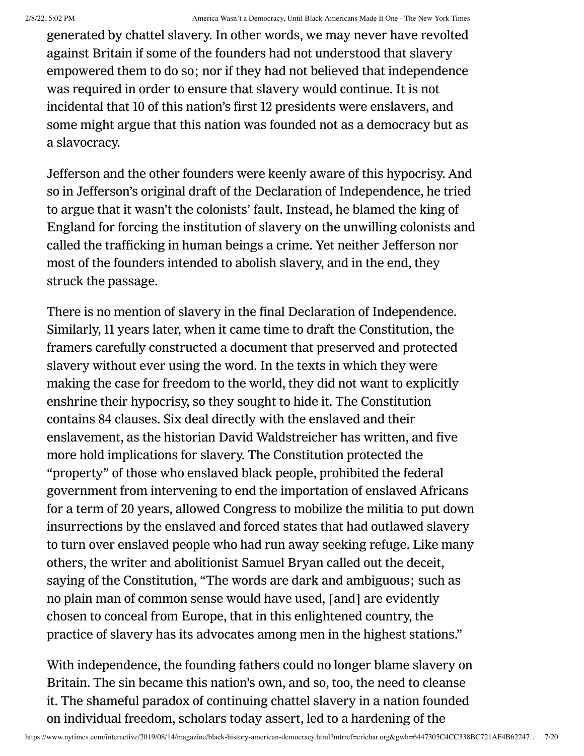generated by chattel slavery. In other words, we may never have revolted against Britain if some of the founders had not understood that slavery empowered them to do so; nor if they had not believed that independence was required in order to ensure that slavery would continue. It is not incidental that 10 of this nation's first 12 presidents were enslavers, and some might argue that this nation was founded not as a democracy but as a slavocracy.

Jefferson and the other founders were keenly aware of this hypocrisy. And so in Jefferson's original draft of the Declaration of Independence, he tried to argue that it wasn't the colonists' fault. Instead, he blamed the king of England for forcing the institution of slavery on the unwilling colonists and called the trafficking in human beings a crime. Yet neither Jefferson nor most of the founders intended to abolish slavery, and in the end, they struck the passage.

There is no mention of slavery in the final Declaration of Independence. Similarly, 11 years later, when it came time to draft the Constitution, the framers carefully constructed a document that preserved and protected slavery without ever using the word. In the texts in which they were making the case for freedom to the world, they did not want to explicitly enshrine their hypocrisy, so they sought to hide it. The Constitution contains 84 clauses. Six deal directly with the enslaved and their enslavement, as the historian David Waldstreicher has written, and five more hold implications for slavery. The Constitution protected the "property" of those who enslaved black people, prohibited the federal government from intervening to end the importation of enslaved Africans for a term of 20 years, allowed Congress to mobilize the militia to put down insurrections by the enslaved and forced states that had outlawed slavery to turn over enslaved people who had run away seeking refuge. Like many others, the writer and abolitionist Samuel Bryan called out the deceit, saying of the Constitution, "The words are dark and ambiguous; such as no plain man of common sense would have used, [and] are evidently chosen to conceal from Europe, that in this enlightened country, the practice of slavery has its advocates among men in the highest stations."

With independence, the founding fathers could no longer blame slavery on Britain. The sin became this nation's own, and so, too, the need to cleanse it. The shameful paradox of continuing chattel slavery in a nation founded on individual freedom, scholars today assert, led to a hardening of the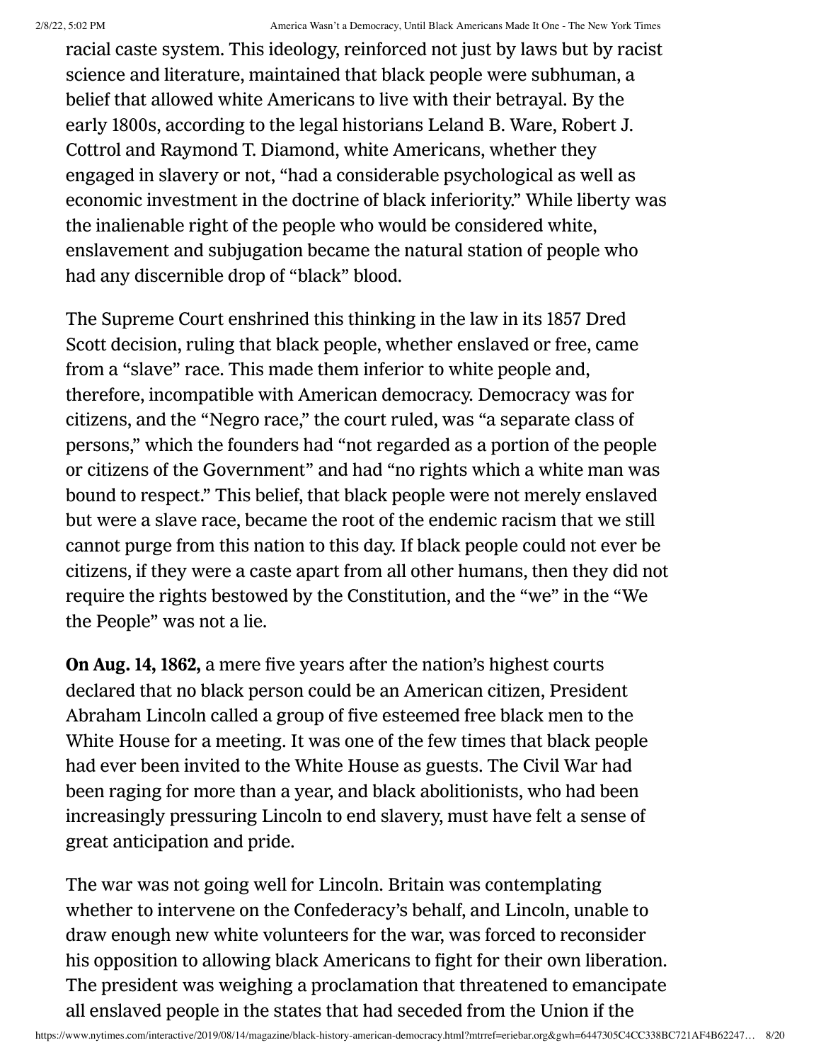racial caste system. This ideology, reinforced not just by laws but by racist science and literature, maintained that black people were subhuman, a belief that allowed white Americans to live with their betrayal. By the early 1800s, according to the legal historians Leland B. Ware, Robert J. Cottrol and Raymond T. Diamond, white Americans, whether they engaged in slavery or not, "had a considerable psychological as well as economic investment in the doctrine of black inferiority." While liberty was the inalienable right of the people who would be considered white, enslavement and subjugation became the natural station of people who had any discernible drop of "black" blood.

The Supreme Court enshrined this thinking in the law in its 1857 Dred Scott decision, ruling that black people, whether enslaved or free, came from a "slave" race. This made them inferior to white people and, therefore, incompatible with American democracy. Democracy was for citizens, and the "Negro race," the court ruled, was "a separate class of persons," which the founders had "not regarded as a portion of the people or citizens of the Government" and had "no rights which a white man was bound to respect." This belief, that black people were not merely enslaved but were a slave race, became the root of the endemic racism that we still cannot purge from this nation to this day. If black people could not ever be citizens, if they were a caste apart from all other humans, then they did not require the rights bestowed by the Constitution, and the "we" in the "We the People" was not a lie.

**On Aug. 14, 1862,** a mere five years after the nation's highest courts declared that no black person could be an American citizen, President Abraham Lincoln called a group of five esteemed free black men to the White House for a meeting. It was one of the few times that black people had ever been invited to the White House as guests. The Civil War had been raging for more than a year, and black abolitionists, who had been increasingly pressuring Lincoln to end slavery, must have felt a sense of great anticipation and pride.

The war was not going well for Lincoln. Britain was contemplating whether to intervene on the Confederacy's behalf, and Lincoln, unable to draw enough new white volunteers for the war, was forced to reconsider his opposition to allowing black Americans to fight for their own liberation. The president was weighing a proclamation that threatened to emancipate all enslaved people in the states that had seceded from the Union if the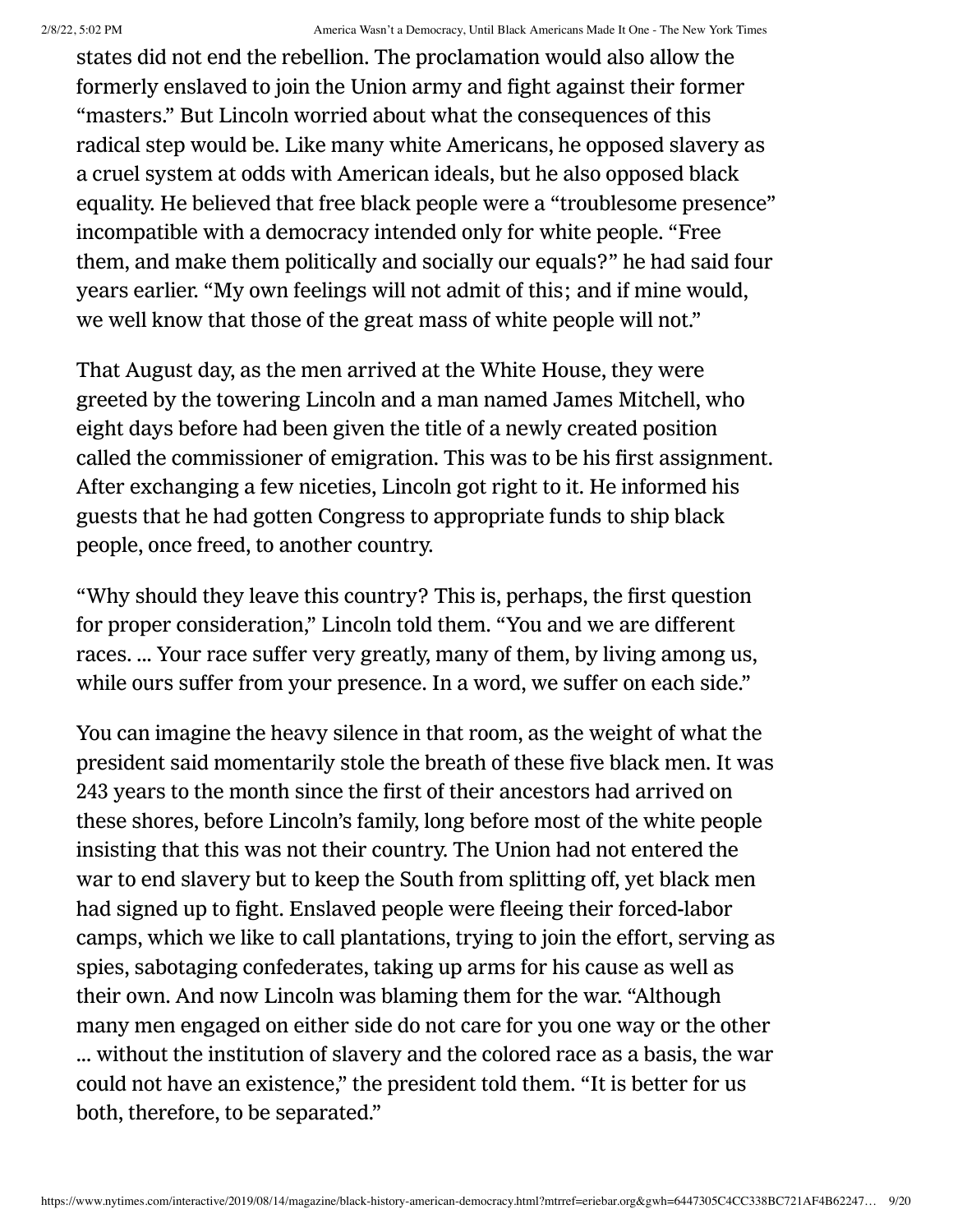states did not end the rebellion. The proclamation would also allow the formerly enslaved to join the Union army and fight against their former "masters." But Lincoln worried about what the consequences of this radical step would be. Like many white Americans, he opposed slavery as a cruel system at odds with American ideals, but he also opposed black equality. He believed that free black people were a "troublesome presence" incompatible with a democracy intended only for white people. "Free them, and make them politically and socially our equals?" he had said four years earlier. "My own feelings will not admit of this; and if mine would, we well know that those of the great mass of white people will not."

That August day, as the men arrived at the White House, they were greeted by the towering Lincoln and a man named James Mitchell, who eight days before had been given the title of a newly created position called the commissioner of emigration. This was to be his first assignment. After exchanging a few niceties, Lincoln got right to it. He informed his guests that he had gotten Congress to appropriate funds to ship black people, once freed, to another country.

"Why should they leave this country? This is, perhaps, the first question for proper consideration," Lincoln told them. "You and we are different races. ... Your race suffer very greatly, many of them, by living among us, while ours suffer from your presence. In a word, we suffer on each side."

You can imagine the heavy silence in that room, as the weight of what the president said momentarily stole the breath of these five black men. It was 243 years to the month since the first of their ancestors had arrived on these shores, before Lincoln's family, long before most of the white people insisting that this was not their country. The Union had not entered the war to end slavery but to keep the South from splitting off, yet black men had signed up to fight. Enslaved people were fleeing their forced-labor camps, which we like to call plantations, trying to join the effort, serving as spies, sabotaging confederates, taking up arms for his cause as well as their own. And now Lincoln was blaming them for the war. "Although many men engaged on either side do not care for you one way or the other ... without the institution of slavery and the colored race as a basis, the war could not have an existence," the president told them. "It is better for us both, therefore, to be separated."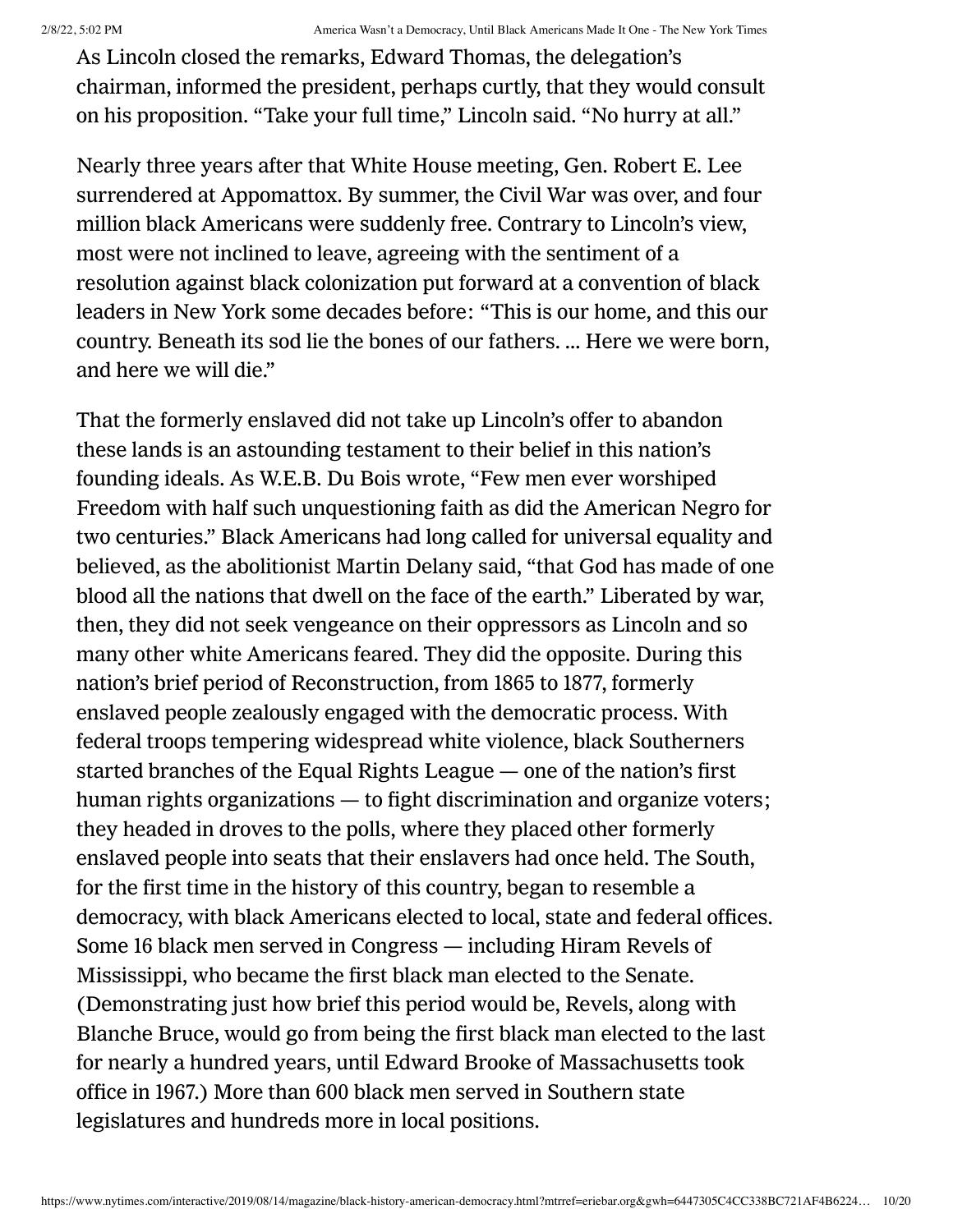As Lincoln closed the remarks, Edward Thomas, the delegation's chairman, informed the president, perhaps curtly, that they would consult on his proposition. "Take your full time," Lincoln said. "No hurry at all."

Nearly three years after that White House meeting, Gen. Robert E. Lee surrendered at Appomattox. By summer, the Civil War was over, and four million black Americans were suddenly free. Contrary to Lincoln's view, most were not inclined to leave, agreeing with the sentiment of a resolution against black colonization put forward at a convention of black leaders in New York some decades before: "This is our home, and this our country. Beneath its sod lie the bones of our fathers. ... Here we were born, and here we will die."

That the formerly enslaved did not take up Lincoln's offer to abandon these lands is an astounding testament to their belief in this nation's founding ideals. As W.E.B. Du Bois wrote, "Few men ever worshiped Freedom with half such unquestioning faith as did the American Negro for two centuries." Black Americans had long called for universal equality and believed, as the abolitionist Martin Delany said, "that God has made of one blood all the nations that dwell on the face of the earth." Liberated by war, then, they did not seek vengeance on their oppressors as Lincoln and so many other white Americans feared. They did the opposite. During this nation's brief period of Reconstruction, from 1865 to 1877, formerly enslaved people zealously engaged with the democratic process. With federal troops tempering widespread white violence, black Southerners started branches of the Equal Rights League — one of the nation's first human rights organizations — to fight discrimination and organize voters; they headed in droves to the polls, where they placed other formerly enslaved people into seats that their enslavers had once held. The South, for the first time in the history of this country, began to resemble a democracy, with black Americans elected to local, state and federal offices. Some 16 black men served in Congress — including Hiram Revels of Mississippi, who became the first black man elected to the Senate. (Demonstrating just how brief this period would be, Revels, along with Blanche Bruce, would go from being the first black man elected to the last for nearly a hundred years, until Edward Brooke of Massachusetts took office in 1967.) More than 600 black men served in Southern state legislatures and hundreds more in local positions.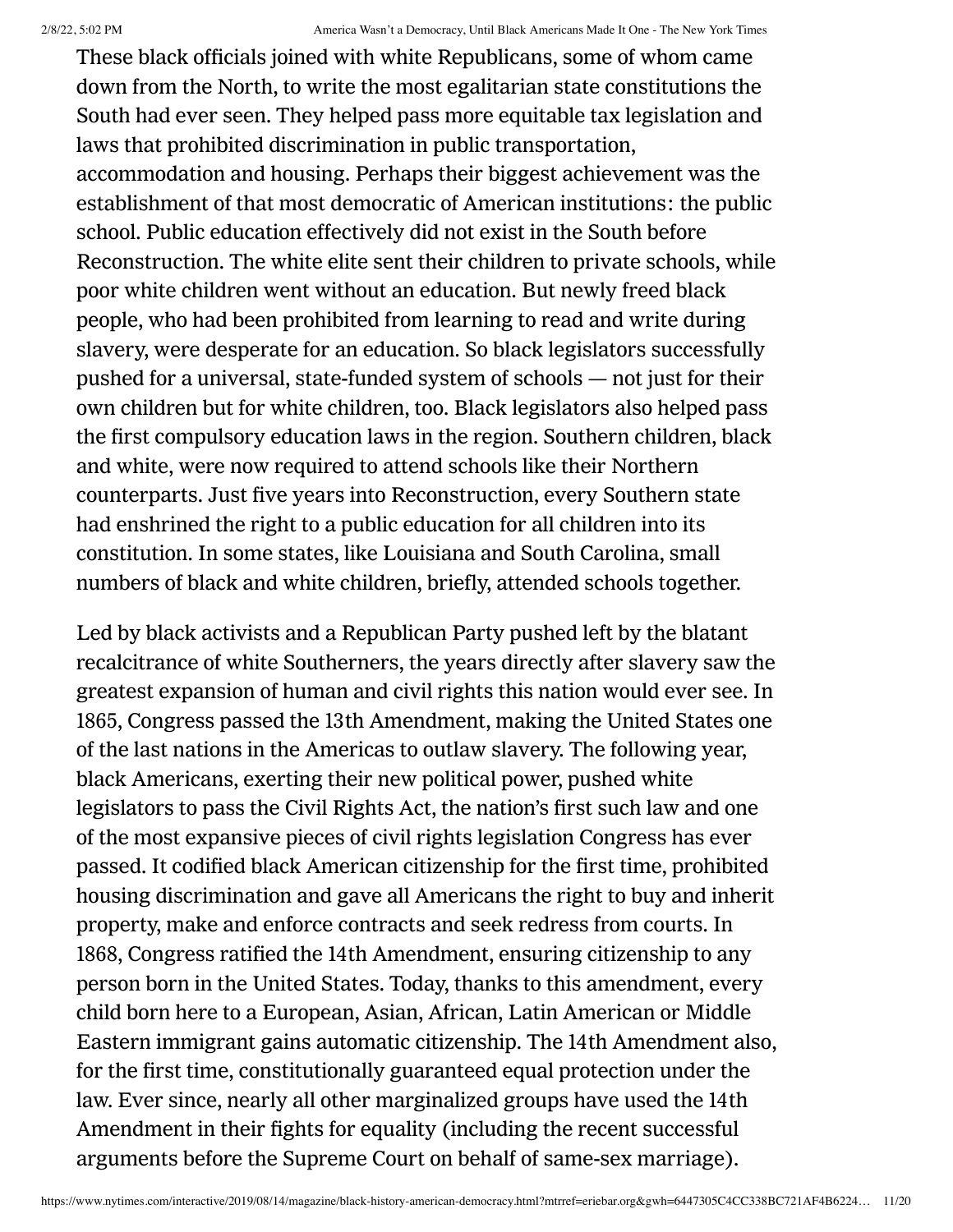These black officials joined with white Republicans, some of whom came down from the North, to write the most egalitarian state constitutions the South had ever seen. They helped pass more equitable tax legislation and laws that prohibited discrimination in public transportation, accommodation and housing. Perhaps their biggest achievement was the establishment of that most democratic of American institutions: the public school. Public education effectively did not exist in the South before Reconstruction. The white elite sent their children to private schools, while poor white children went without an education. But newly freed black people, who had been prohibited from learning to read and write during slavery, were desperate for an education. So black legislators successfully pushed for a universal, state-funded system of schools — not just for their own children but for white children, too. Black legislators also helped pass the first compulsory education laws in the region. Southern children, black and white, were now required to attend schools like their Northern counterparts. Just five years into Reconstruction, every Southern state had enshrined the right to a public education for all children into its constitution. In some states, like Louisiana and South Carolina, small numbers of black and white children, briefly, attended schools together.

Led by black activists and a Republican Party pushed left by the blatant recalcitrance of white Southerners, the years directly after slavery saw the greatest expansion of human and civil rights this nation would ever see. In 1865, Congress passed the 13th Amendment, making the United States one of the last nations in the Americas to outlaw slavery. The following year, black Americans, exerting their new political power, pushed white legislators to pass the Civil Rights Act, the nation's first such law and one of the most expansive pieces of civil rights legislation Congress has ever passed. It codified black American citizenship for the first time, prohibited housing discrimination and gave all Americans the right to buy and inherit property, make and enforce contracts and seek redress from courts. In 1868, Congress ratified the 14th Amendment, ensuring citizenship to any person born in the United States. Today, thanks to this amendment, every child born here to a European, Asian, African, Latin American or Middle Eastern immigrant gains automatic citizenship. The 14th Amendment also, for the first time, constitutionally guaranteed equal protection under the law. Ever since, nearly all other marginalized groups have used the 14th Amendment in their fights for equality (including the recent successful arguments before the Supreme Court on behalf of same-sex marriage).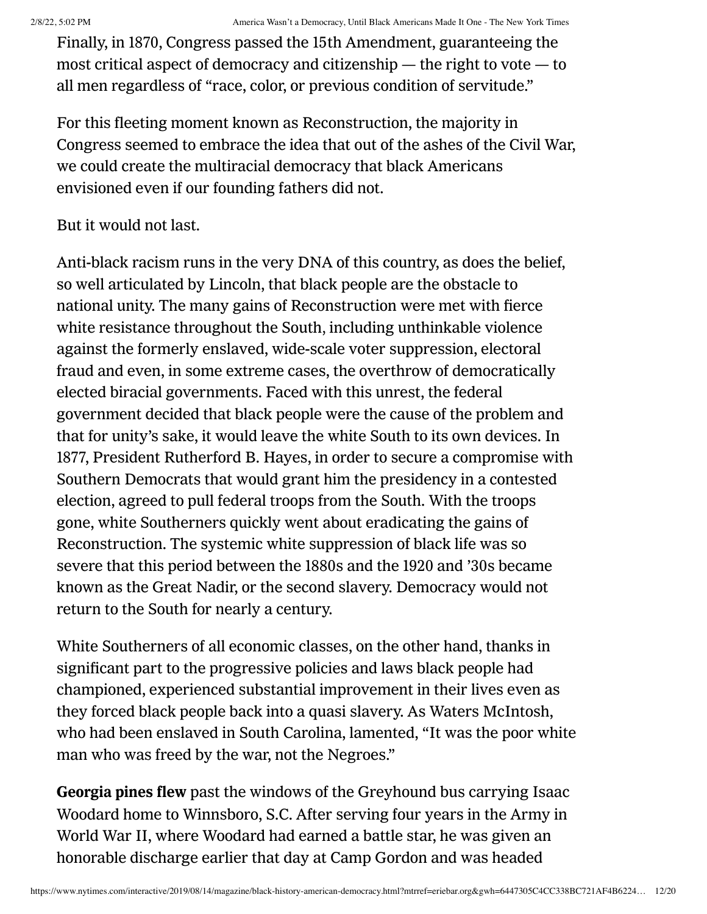Finally, in 1870, Congress passed the 15th Amendment, guaranteeing the most critical aspect of democracy and citizenship — the right to vote — to all men regardless of "race, color, or previous condition of servitude."

For this fleeting moment known as Reconstruction, the majority in Congress seemed to embrace the idea that out of the ashes of the Civil War, we could create the multiracial democracy that black Americans envisioned even if our founding fathers did not.

But it would not last.

Anti-black racism runs in the very DNA of this country, as does the belief, so well articulated by Lincoln, that black people are the obstacle to national unity. The many gains of Reconstruction were met with fierce white resistance throughout the South, including unthinkable violence against the formerly enslaved, wide-scale voter suppression, electoral fraud and even, in some extreme cases, the overthrow of democratically elected biracial governments. Faced with this unrest, the federal government decided that black people were the cause of the problem and that for unity's sake, it would leave the white South to its own devices. In 1877, President Rutherford B. Hayes, in order to secure a compromise with Southern Democrats that would grant him the presidency in a contested election, agreed to pull federal troops from the South. With the troops gone, white Southerners quickly went about eradicating the gains of Reconstruction. The systemic white suppression of black life was so severe that this period between the 1880s and the 1920 and '30s became known as the Great Nadir, or the second slavery. Democracy would not return to the South for nearly a century.

White Southerners of all economic classes, on the other hand, thanks in significant part to the progressive policies and laws black people had championed, experienced substantial improvement in their lives even as they forced black people back into a quasi slavery. As Waters McIntosh, who had been enslaved in South Carolina, lamented, "It was the poor white man who was freed by the war, not the Negroes."

**Georgia pines flew** past the windows of the Greyhound bus carrying Isaac Woodard home to Winnsboro, S.C. After serving four years in the Army in World War II, where Woodard had earned a battle star, he was given an honorable discharge earlier that day at Camp Gordon and was headed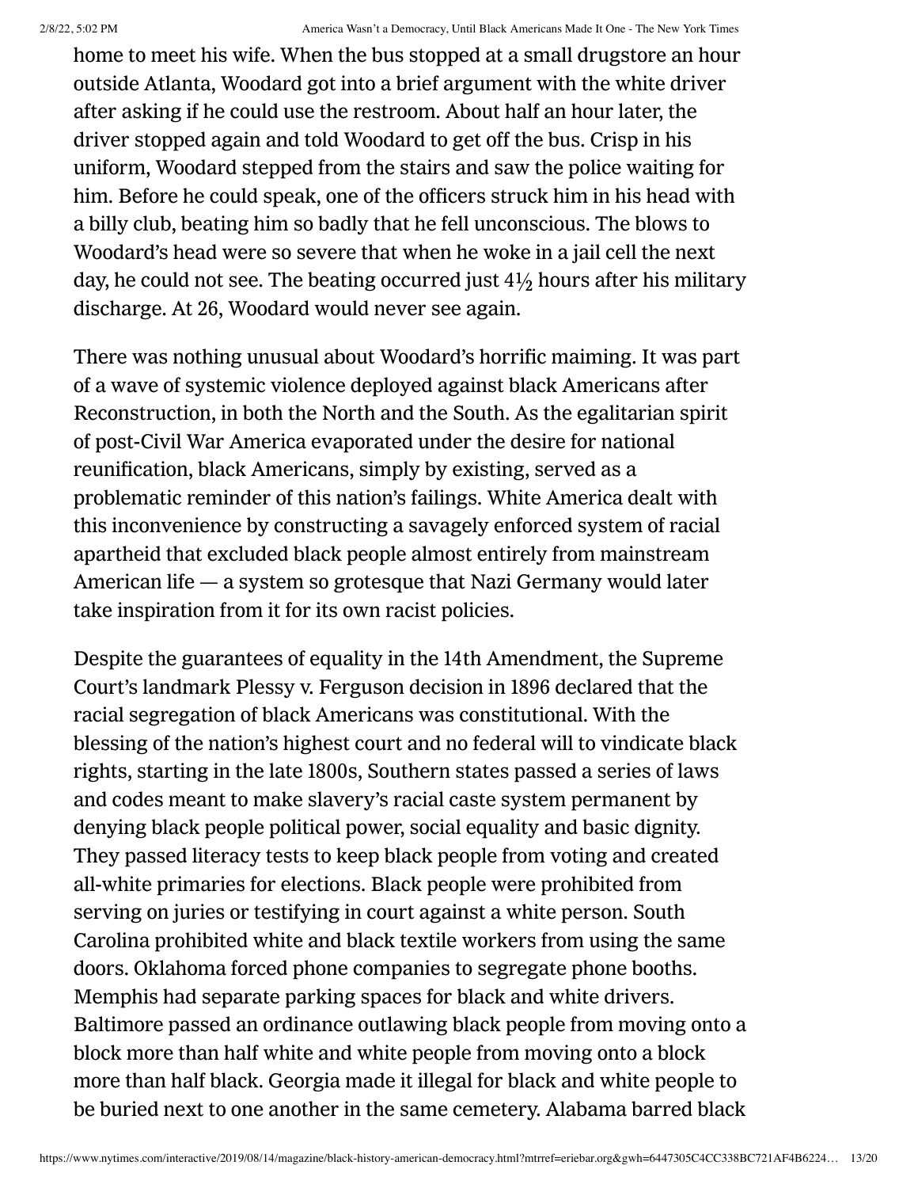home to meet his wife. When the bus stopped at a small drugstore an hour outside Atlanta, Woodard got into a brief argument with the white driver after asking if he could use the restroom. About half an hour later, the driver stopped again and told Woodard to get off the bus. Crisp in his uniform, Woodard stepped from the stairs and saw the police waiting for him. Before he could speak, one of the officers struck him in his head with a billy club, beating him so badly that he fell unconscious. The blows to Woodard's head were so severe that when he woke in a jail cell the next day, he could not see. The beating occurred just 4½ hours after his military discharge. At 26, Woodard would never see again.

There was nothing unusual about Woodard's horrific maiming. It was part of a wave of systemic violence deployed against black Americans after Reconstruction, in both the North and the South. As the egalitarian spirit of post-Civil War America evaporated under the desire for national reunification, black Americans, simply by existing, served as a problematic reminder of this nation's failings. White America dealt with this inconvenience by constructing a savagely enforced system of racial apartheid that excluded black people almost entirely from mainstream American life — a system so grotesque that Nazi Germany would later take inspiration from it for its own racist policies.

Despite the guarantees of equality in the 14th Amendment, the Supreme Court's landmark Plessy v. Ferguson decision in 1896 declared that the racial segregation of black Americans was constitutional. With the blessing of the nation's highest court and no federal will to vindicate black rights, starting in the late 1800s, Southern states passed a series of laws and codes meant to make slavery's racial caste system permanent by denying black people political power, social equality and basic dignity. They passed literacy tests to keep black people from voting and created all-white primaries for elections. Black people were prohibited from serving on juries or testifying in court against a white person. South Carolina prohibited white and black textile workers from using the same doors. Oklahoma forced phone companies to segregate phone booths. Memphis had separate parking spaces for black and white drivers. Baltimore passed an ordinance outlawing black people from moving onto a block more than half white and white people from moving onto a block more than half black. Georgia made it illegal for black and white people to be buried next to one another in the same cemetery. Alabama barred black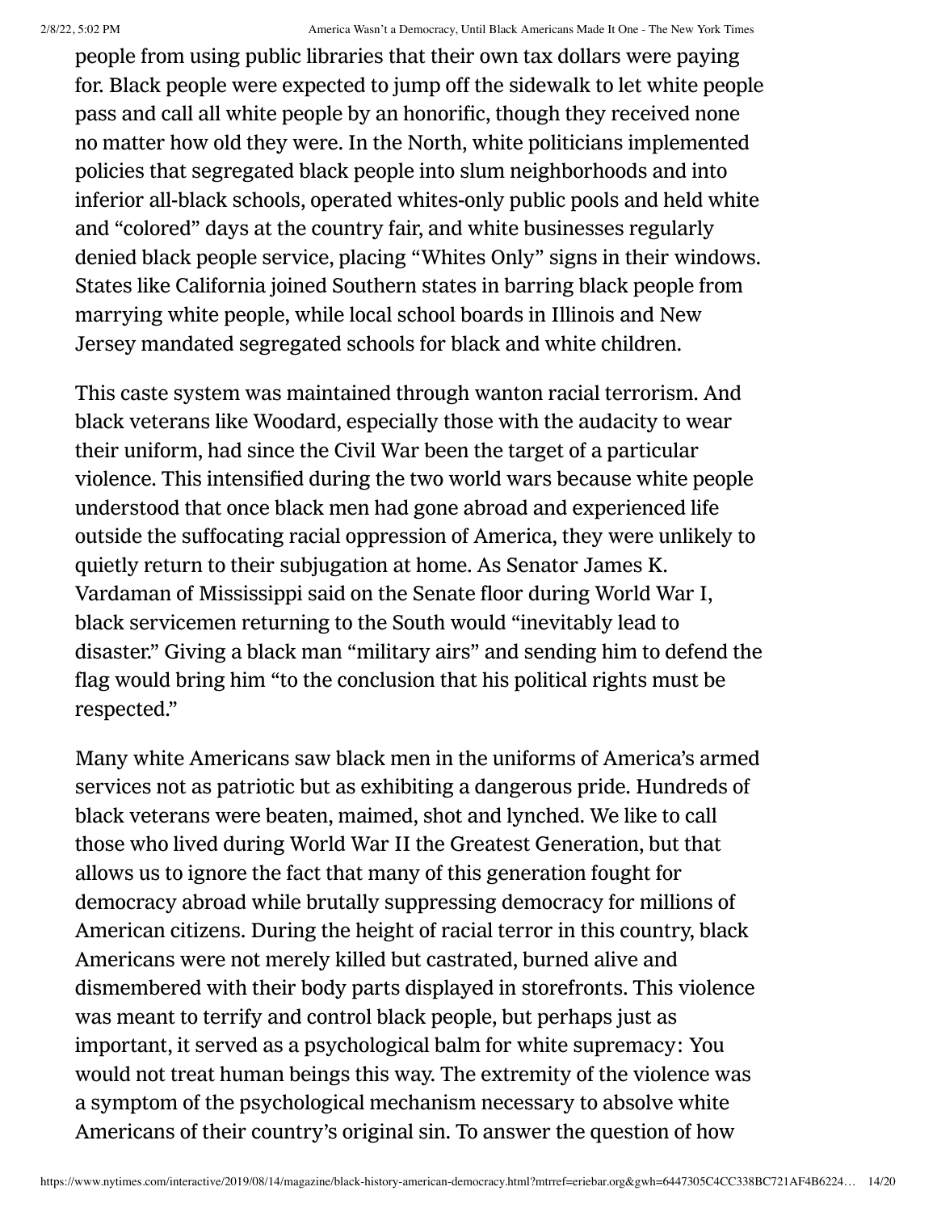people from using public libraries that their own tax dollars were paying for. Black people were expected to jump off the sidewalk to let white people pass and call all white people by an honorific, though they received none no matter how old they were. In the North, white politicians implemented policies that segregated black people into slum neighborhoods and into inferior all-black schools, operated whites-only public pools and held white and "colored" days at the country fair, and white businesses regularly denied black people service, placing "Whites Only" signs in their windows. States like California joined Southern states in barring black people from marrying white people, while local school boards in Illinois and New Jersey mandated segregated schools for black and white children.

This caste system was maintained through wanton racial terrorism. And black veterans like Woodard, especially those with the audacity to wear their uniform, had since the Civil War been the target of a particular violence. This intensified during the two world wars because white people understood that once black men had gone abroad and experienced life outside the suffocating racial oppression of America, they were unlikely to quietly return to their subjugation at home. As Senator James K. Vardaman of Mississippi said on the Senate floor during World War I, black servicemen returning to the South would "inevitably lead to disaster." Giving a black man "military airs" and sending him to defend the flag would bring him "to the conclusion that his political rights must be respected."

Many white Americans saw black men in the uniforms of America's armed services not as patriotic but as exhibiting a dangerous pride. Hundreds of black veterans were beaten, maimed, shot and lynched. We like to call those who lived during World War II the Greatest Generation, but that allows us to ignore the fact that many of this generation fought for democracy abroad while brutally suppressing democracy for millions of American citizens. During the height of racial terror in this country, black Americans were not merely killed but castrated, burned alive and dismembered with their body parts displayed in storefronts. This violence was meant to terrify and control black people, but perhaps just as important, it served as a psychological balm for white supremacy: You would not treat human beings this way. The extremity of the violence was a symptom of the psychological mechanism necessary to absolve white Americans of their country's original sin. To answer the question of how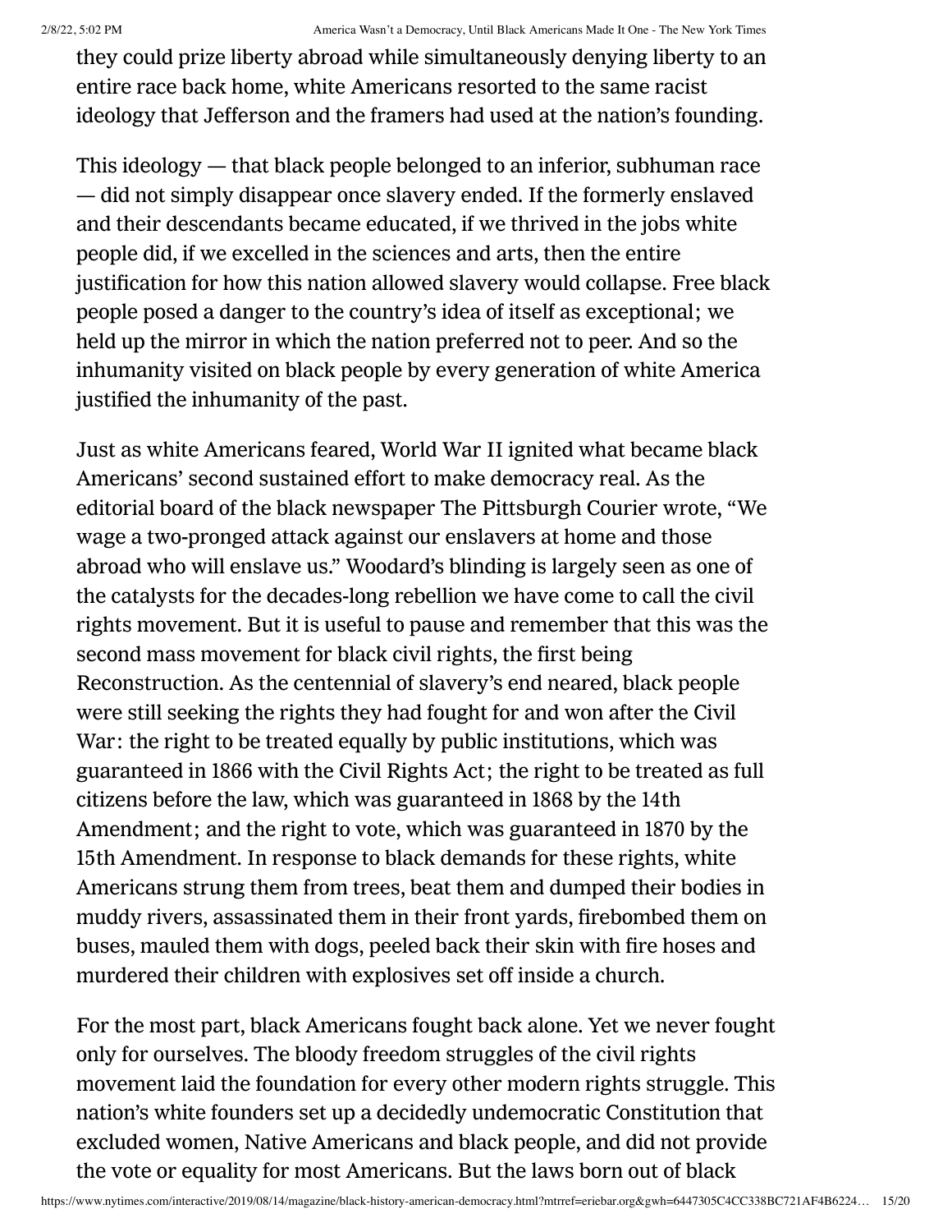they could prize liberty abroad while simultaneously denying liberty to an entire race back home, white Americans resorted to the same racist ideology that Jefferson and the framers had used at the nation's founding.

This ideology — that black people belonged to an inferior, subhuman race — did not simply disappear once slavery ended. If the formerly enslaved and their descendants became educated, if we thrived in the jobs white people did, if we excelled in the sciences and arts, then the entire justification for how this nation allowed slavery would collapse. Free black people posed a danger to the country's idea of itself as exceptional; we held up the mirror in which the nation preferred not to peer. And so the inhumanity visited on black people by every generation of white America justified the inhumanity of the past.

Just as white Americans feared, World War II ignited what became black Americans' second sustained effort to make democracy real. As the editorial board of the black newspaper The Pittsburgh Courier wrote, "We wage a two-pronged attack against our enslavers at home and those abroad who will enslave us." Woodard's blinding is largely seen as one of the catalysts for the decades-long rebellion we have come to call the civil rights movement. But it is useful to pause and remember that this was the second mass movement for black civil rights, the first being Reconstruction. As the centennial of slavery's end neared, black people were still seeking the rights they had fought for and won after the Civil War: the right to be treated equally by public institutions, which was guaranteed in 1866 with the Civil Rights Act; the right to be treated as full citizens before the law, which was guaranteed in 1868 by the 14th Amendment; and the right to vote, which was guaranteed in 1870 by the 15th Amendment. In response to black demands for these rights, white Americans strung them from trees, beat them and dumped their bodies in muddy rivers, assassinated them in their front yards, firebombed them on buses, mauled them with dogs, peeled back their skin with fire hoses and murdered their children with explosives set off inside a church.

For the most part, black Americans fought back alone. Yet we never fought only for ourselves. The bloody freedom struggles of the civil rights movement laid the foundation for every other modern rights struggle. This nation's white founders set up a decidedly undemocratic Constitution that excluded women, Native Americans and black people, and did not provide the vote or equality for most Americans. But the laws born out of black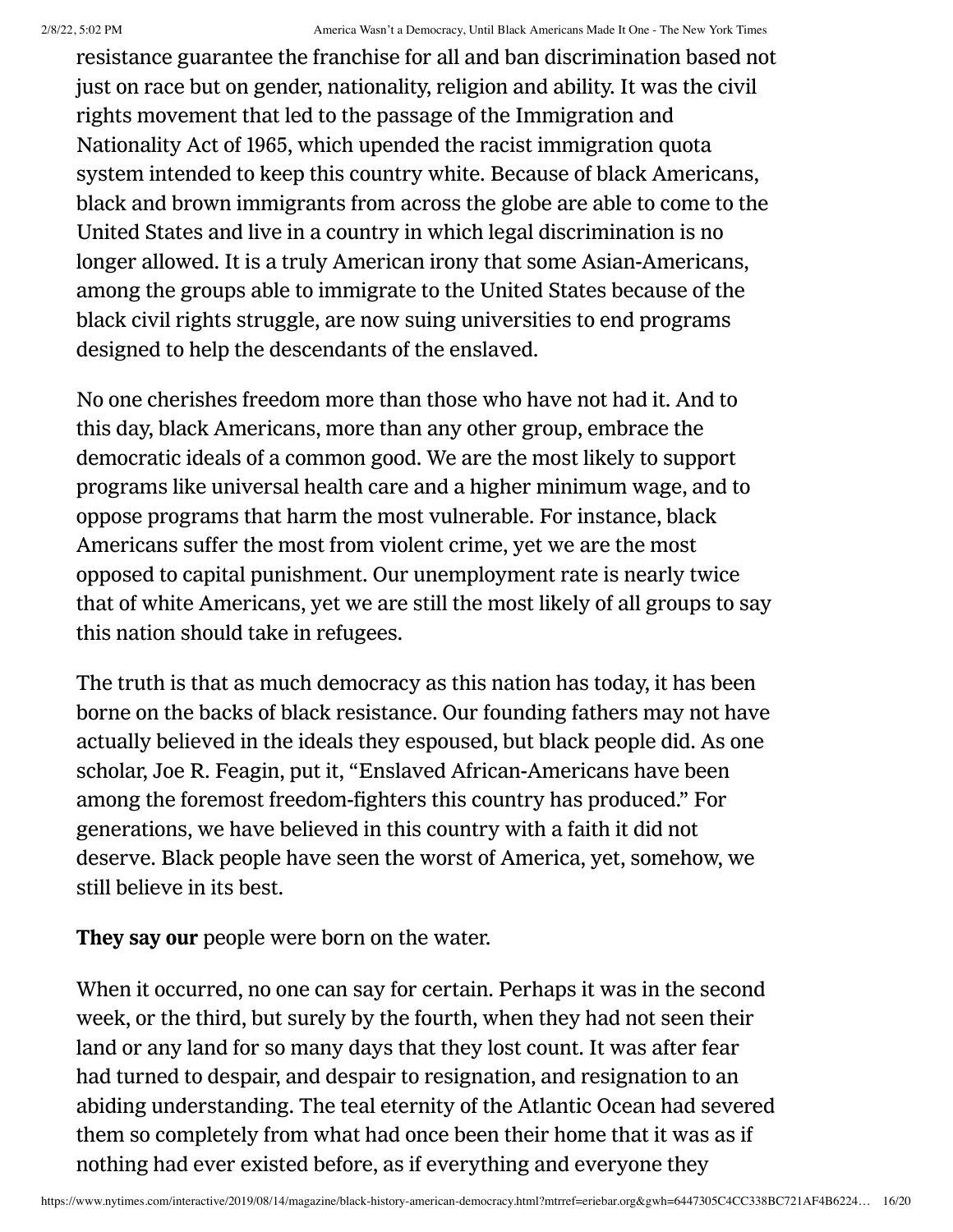resistance guarantee the franchise for all and ban discrimination based not just on race but on gender, nationality, religion and ability. It was the civil rights movement that led to the passage of the Immigration and Nationality Act of 1965, which upended the racist immigration quota system intended to keep this country white. Because of black Americans, black and brown immigrants from across the globe are able to come to the United States and live in a country in which legal discrimination is no longer allowed. It is a truly American irony that some Asian-Americans, among the groups able to immigrate to the United States because of the black civil rights struggle, are now suing universities to end programs designed to help the descendants of the enslaved.

No one cherishes freedom more than those who have not had it. And to this day, black Americans, more than any other group, embrace the democratic ideals of a common good. We are the most likely to support programs like universal health care and a higher minimum wage, and to oppose programs that harm the most vulnerable. For instance, black Americans suffer the most from violent crime, yet we are the most opposed to capital punishment. Our unemployment rate is nearly twice that of white Americans, yet we are still the most likely of all groups to say this nation should take in refugees.

The truth is that as much democracy as this nation has today, it has been borne on the backs of black resistance. Our founding fathers may not have actually believed in the ideals they espoused, but black people did. As one scholar, Joe R. Feagin, put it, “Enslaved African-Americans have been among the foremost freedom-fighters this country has produced.” For generations, we have believed in this country with a faith it did not deserve. Black people have seen the worst of America, yet, somehow, we still believe in its best.

**They say our** people were born on the water.

When it occurred, no one can say for certain. Perhaps it was in the second week, or the third, but surely by the fourth, when they had not seen their land or any land for so many days that they lost count. It was after fear had turned to despair, and despair to resignation, and resignation to an abiding understanding. The teal eternity of the Atlantic Ocean had severed them so completely from what had once been their home that it was as if nothing had ever existed before, as if everything and everyone they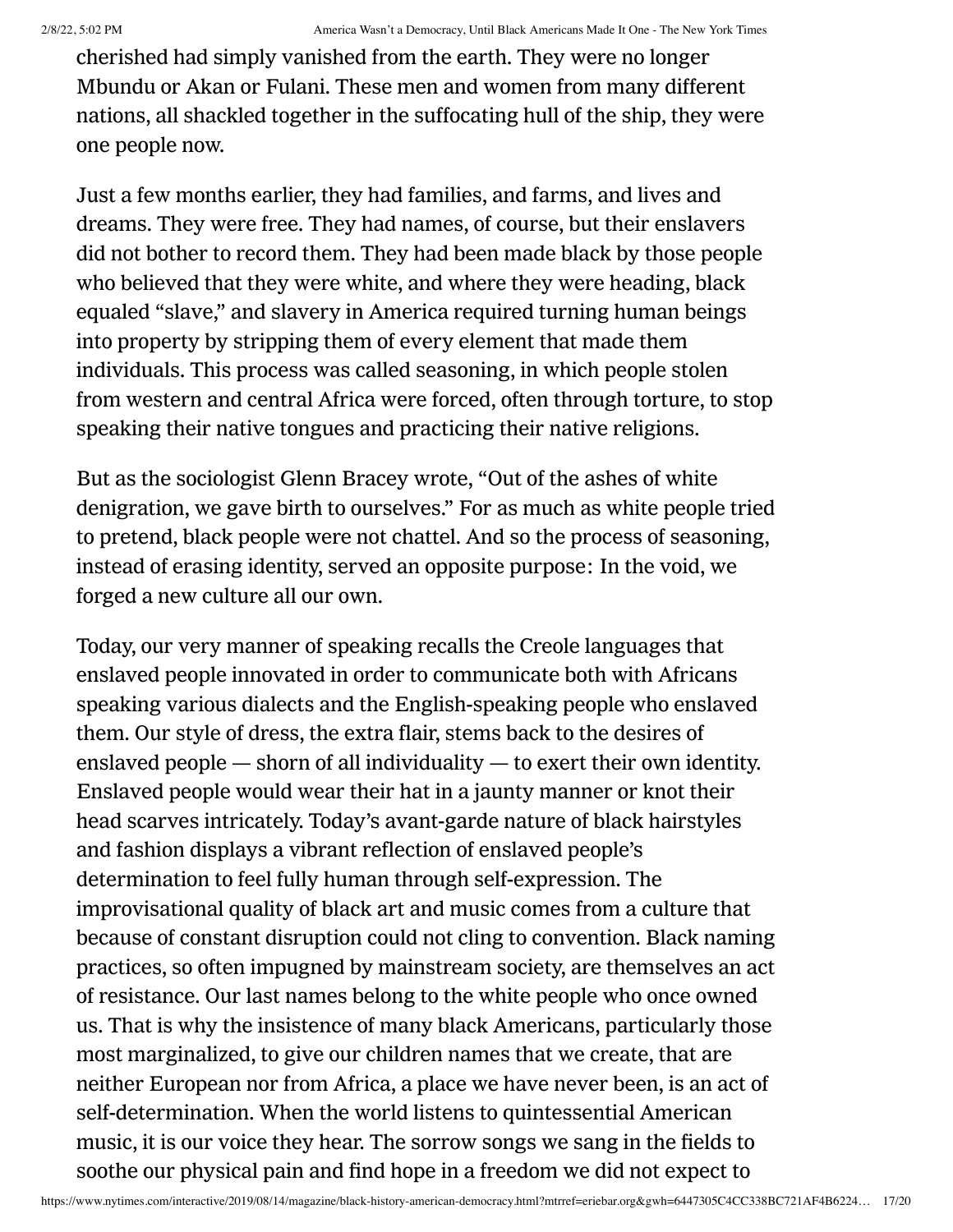cherished had simply vanished from the earth. They were no longer Mbundu or Akan or Fulani. These men and women from many different nations, all shackled together in the suffocating hull of the ship, they were one people now.

Just a few months earlier, they had families, and farms, and lives and dreams. They were free. They had names, of course, but their enslavers did not bother to record them. They had been made black by those people who believed that they were white, and where they were heading, black equaled "slave," and slavery in America required turning human beings into property by stripping them of every element that made them individuals. This process was called seasoning, in which people stolen from western and central Africa were forced, often through torture, to stop speaking their native tongues and practicing their native religions.

But as the sociologist Glenn Bracey wrote, "Out of the ashes of white denigration, we gave birth to ourselves." For as much as white people tried to pretend, black people were not chattel. And so the process of seasoning, instead of erasing identity, served an opposite purpose: In the void, we forged a new culture all our own.

Today, our very manner of speaking recalls the Creole languages that enslaved people innovated in order to communicate both with Africans speaking various dialects and the English-speaking people who enslaved them. Our style of dress, the extra flair, stems back to the desires of enslaved people — shorn of all individuality — to exert their own identity. Enslaved people would wear their hat in a jaunty manner or knot their head scarves intricately. Today's avant-garde nature of black hairstyles and fashion displays a vibrant reflection of enslaved people's determination to feel fully human through self-expression. The improvisational quality of black art and music comes from a culture that because of constant disruption could not cling to convention. Black naming practices, so often impugned by mainstream society, are themselves an act of resistance. Our last names belong to the white people who once owned us. That is why the insistence of many black Americans, particularly those most marginalized, to give our children names that we create, that are neither European nor from Africa, a place we have never been, is an act of self-determination. When the world listens to quintessential American music, it is our voice they hear. The sorrow songs we sang in the fields to soothe our physical pain and find hope in a freedom we did not expect to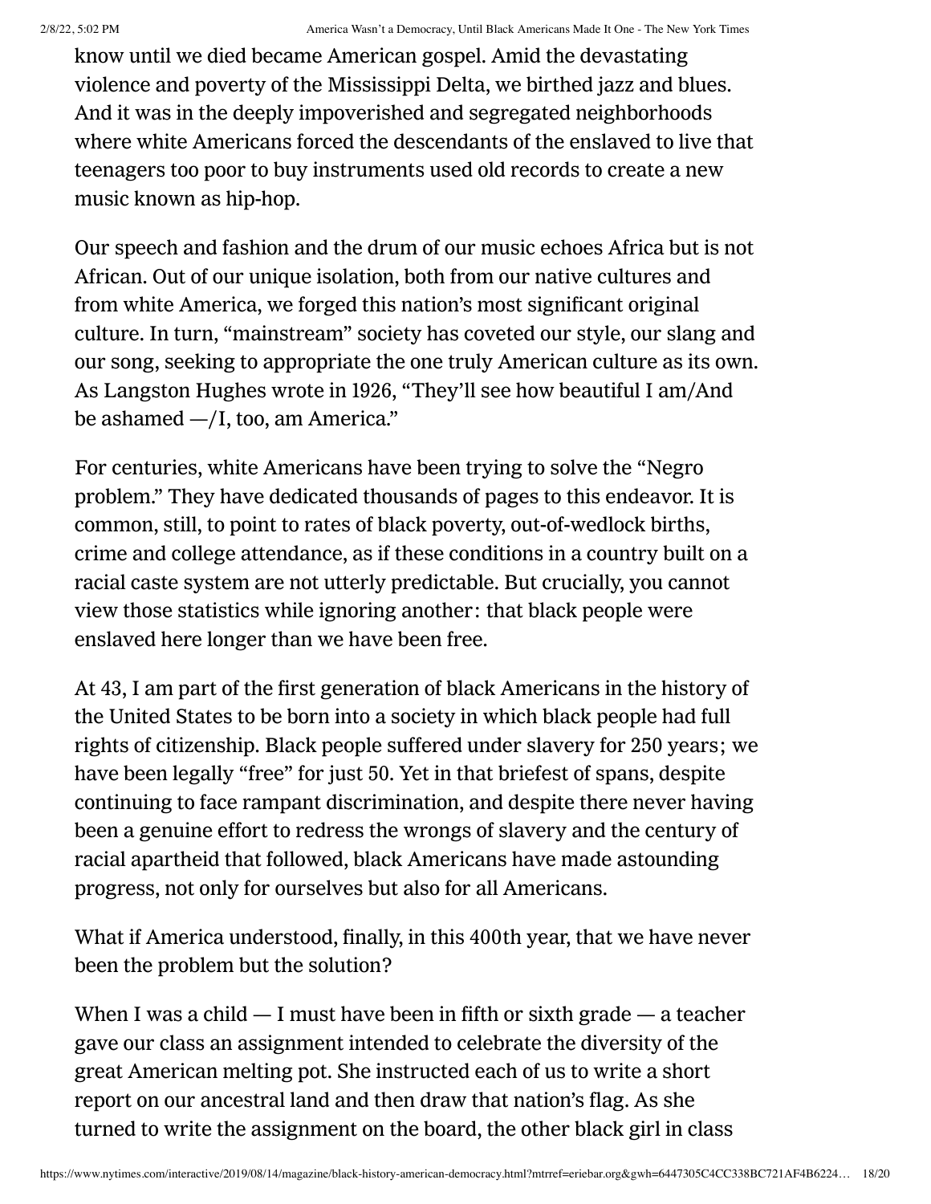know until we died became American gospel. Amid the devastating violence and poverty of the Mississippi Delta, we birthed jazz and blues. And it was in the deeply impoverished and segregated neighborhoods where white Americans forced the descendants of the enslaved to live that teenagers too poor to buy instruments used old records to create a new music known as hip-hop.

Our speech and fashion and the drum of our music echoes Africa but is not African. Out of our unique isolation, both from our native cultures and from white America, we forged this nation's most significant original culture. In turn, "mainstream" society has coveted our style, our slang and our song, seeking to appropriate the one truly American culture as its own. As Langston Hughes wrote in 1926, "They'll see how beautiful I am/And be ashamed —/I, too, am America."

For centuries, white Americans have been trying to solve the "Negro problem." They have dedicated thousands of pages to this endeavor. It is common, still, to point to rates of black poverty, out-of-wedlock births, crime and college attendance, as if these conditions in a country built on a racial caste system are not utterly predictable. But crucially, you cannot view those statistics while ignoring another: that black people were enslaved here longer than we have been free.

At 43, I am part of the first generation of black Americans in the history of the United States to be born into a society in which black people had full rights of citizenship. Black people suffered under slavery for 250 years; we have been legally "free" for just 50. Yet in that briefest of spans, despite continuing to face rampant discrimination, and despite there never having been a genuine effort to redress the wrongs of slavery and the century of racial apartheid that followed, black Americans have made astounding progress, not only for ourselves but also for all Americans.

What if America understood, finally, in this 400th year, that we have never been the problem but the solution?

When I was a child — I must have been in fifth or sixth grade — a teacher gave our class an assignment intended to celebrate the diversity of the great American melting pot. She instructed each of us to write a short report on our ancestral land and then draw that nation's flag. As she turned to write the assignment on the board, the other black girl in class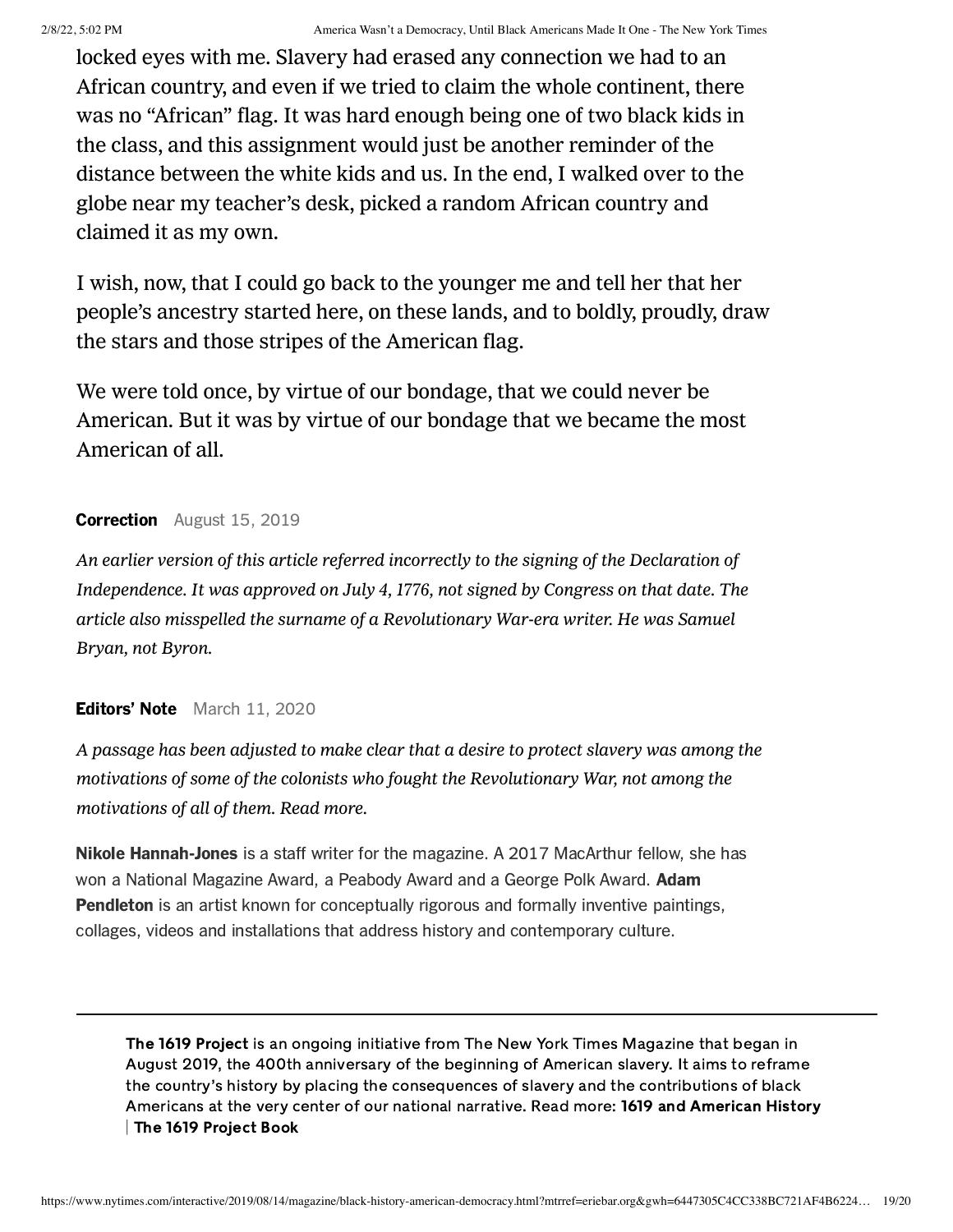locked eyes with me. Slavery had erased any connection we had to an African country, and even if we tried to claim the whole continent, there was no "African" flag. It was hard enough being one of two black kids in the class, and this assignment would just be another reminder of the distance between the white kids and us. In the end, I walked over to the globe near my teacher's desk, picked a random African country and claimed it as my own.

I wish, now, that I could go back to the younger me and tell her that her people's ancestry started here, on these lands, and to boldly, proudly, draw the stars and those stripes of the American flag.

We were told once, by virtue of our bondage, that we could never be American. But it was by virtue of our bondage that we became the most American of all.

**Correction** August 15, 2019

*An earlier version of this article referred incorrectly to the signing of the Declaration of Independence. It was approved on July 4, 1776, not signed by Congress on that date. The article also misspelled the surname of a Revolutionary War-era writer. He was Samuel Bryan, not Byron.*

**Editors' Note** March 11, 2020

*A passage has been adjusted to make clear that a desire to protect slavery was among the motivations of some of the colonists who fought the Revolutionary War, not among the motivations of all of them. Read more.*

**Nikole Hannah-Jones** is a staff writer for the magazine. A 2017 MacArthur fellow, she has won a National Magazine Award, a Peabody Award and a George Polk Award. **Adam Pendleton** is an artist known for conceptually rigorous and formally inventive paintings, collages, videos and installations that address history and contemporary culture.

---

**The 1619 Project** is an ongoing initiative from The New York Times Magazine that began in August 2019, the 400th anniversary of the beginning of American slavery. It aims to reframe the country's history by placing the consequences of slavery and the contributions of black Americans at the very center of our national narrative. Read more: **1619 and American History** | **The 1619 Project Book**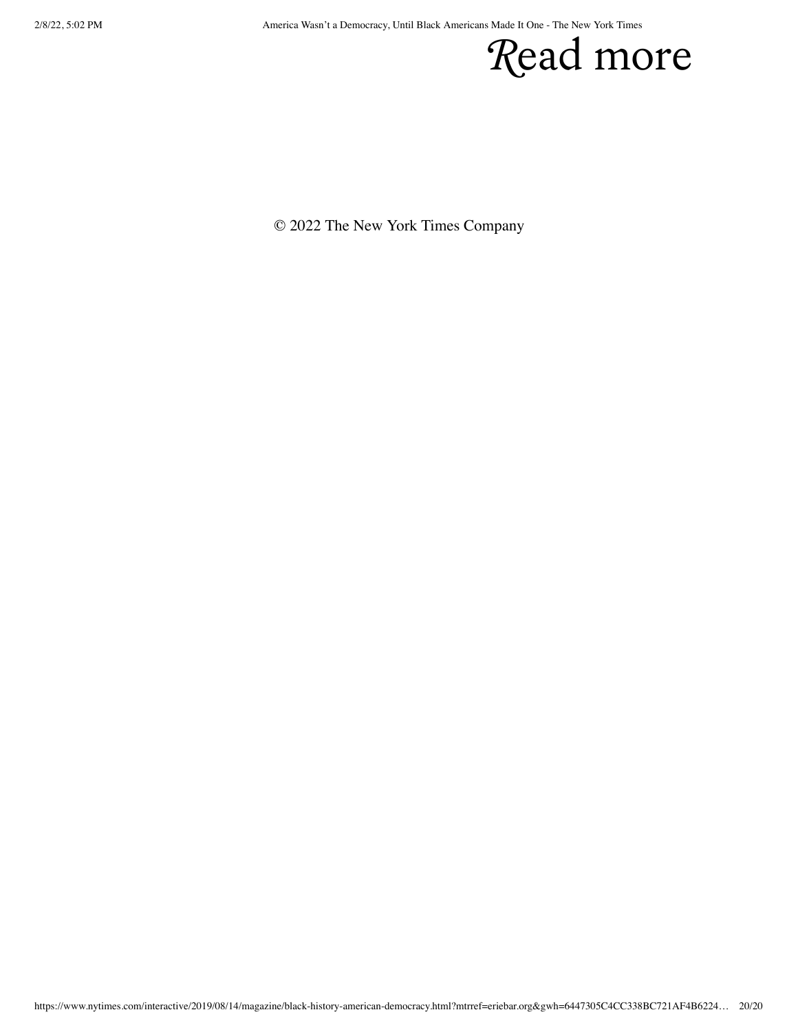# Read more

© 2022 The New York Times Company